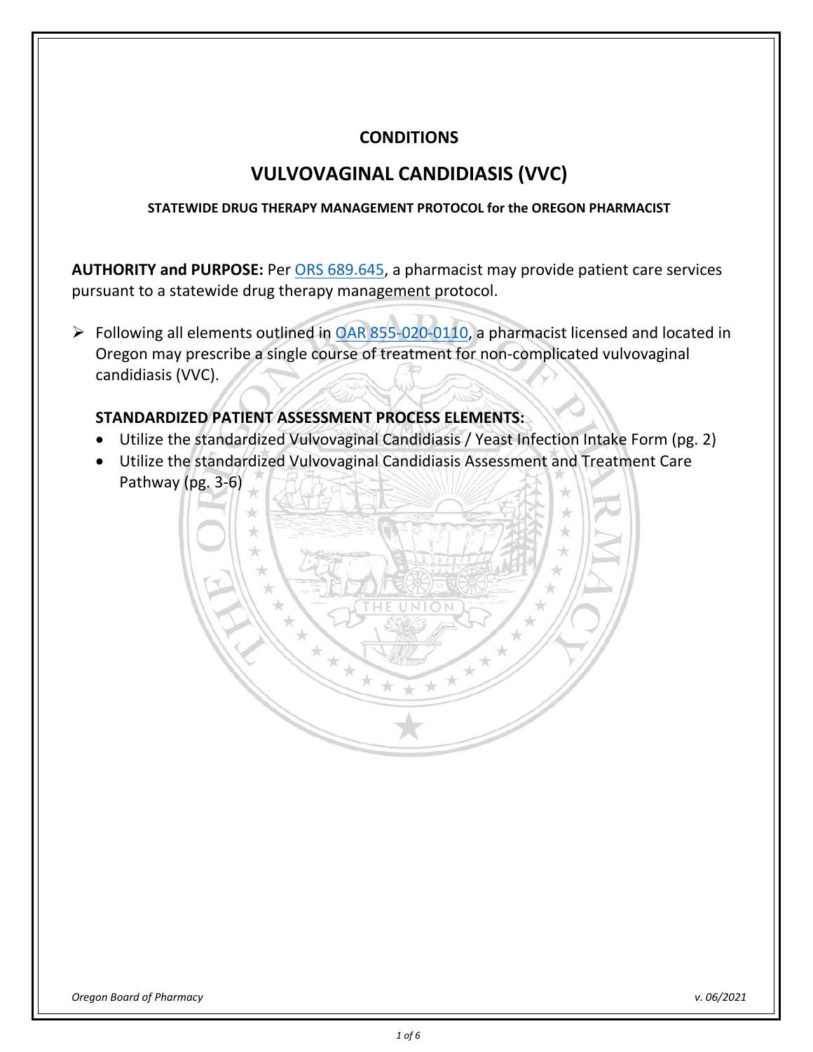# CONDITIONS

# VULVOVAGINAL CANDIDIASIS (VVC)

**STATEWIDE DRUG THERAPY MANAGEMENT PROTOCOL for the OREGON PHARMACIST**

**AUTHORITY and PURPOSE:** Per ORS 689.645, a pharmacist may provide patient care services pursuant to a statewide drug therapy management protocol.

- Following all elements outlined in OAR 855-020-0110, a pharmacist licensed and located in Oregon may prescribe a single course of treatment for non-complicated vulvovaginal candidiasis (VVC).

  **STANDARDIZED PATIENT ASSESSMENT PROCESS ELEMENTS:**

  - Utilize the standardized Vulvovaginal Candidiasis / Yeast Infection Intake Form (pg. 2)
  - Utilize the standardized Vulvovaginal Candidiasis Assessment and Treatment Care Pathway (pg. 3-6)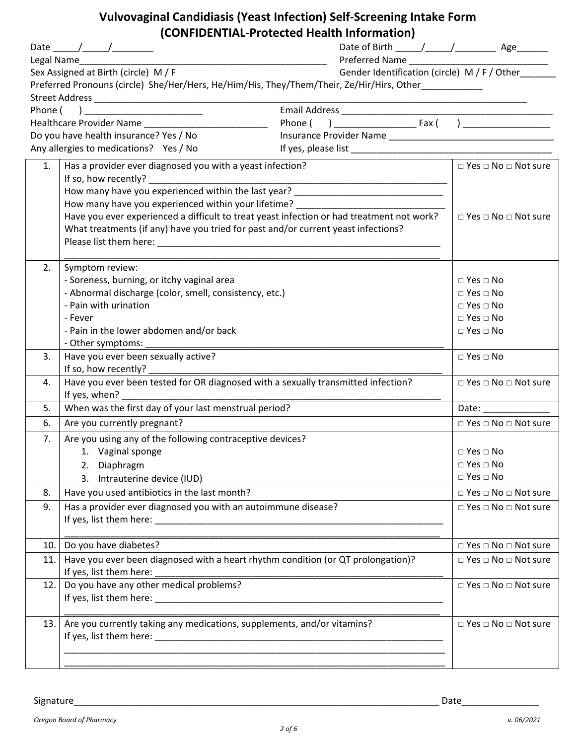# Vulvovaginal Candidiasis (Yeast Infection) Self-Screening Intake Form
## (CONFIDENTIAL-Protected Health Information)

Date _____/_____/________ Date of Birth _____/_____/________ Age______

Legal Name_______________________________________________ Preferred Name ____________________________

Sex Assigned at Birth (circle) M / F Gender Identification (circle) M / F / Other_______

Preferred Pronouns (circle) She/Her/Hers, He/Him/His, They/Them/Their, Ze/Hir/Hirs, Other____________

Street Address ______________________________________________________________________________________

Phone ( ) ________________________ Email Address ________________________________________

Healthcare Provider Name _________________________ Phone ( ) ________________ Fax ( ) _________________

Do you have health insurance? Yes / No Insurance Provider Name _________________________________

Any allergies to medications? Yes / No If yes, please list ______________________________________

| # | Question | Response |
| --- | --- | --- |
| 1. | Has a provider ever diagnosed you with a yeast infection?<br>If so, how recently? ______________________<br>How many have you experienced within the last year? ______________________<br>How many have you experienced within your lifetime? ______________________ | □ Yes □ No □ Not sure |
| | Have you ever experienced a difficult to treat yeast infection or had treatment not work?<br>What treatments (if any) have you tried for past and/or current yeast infections?<br>Please list them here: ______________________ | □ Yes □ No □ Not sure |
| 2. | Symptom review: | |
| | - Soreness, burning, or itchy vaginal area | □ Yes □ No |
| | - Abnormal discharge (color, smell, consistency, etc.) | □ Yes □ No |
| | - Pain with urination | □ Yes □ No |
| | - Fever | □ Yes □ No |
| | - Pain in the lower abdomen and/or back | □ Yes □ No |
| | - Other symptoms: ______________________ | |
| 3. | Have you ever been sexually active?<br>If so, how recently? ______________________ | □ Yes □ No |
| 4. | Have you ever been tested for OR diagnosed with a sexually transmitted infection?<br>If yes, when? ______________________ | □ Yes □ No □ Not sure |
| 5. | When was the first day of your last menstrual period? | Date: _____________ |
| 6. | Are you currently pregnant? | □ Yes □ No □ Not sure |
| 7. | Are you using any of the following contraceptive devices? | |
| | 1. Vaginal sponge | □ Yes □ No |
| | 2. Diaphragm | □ Yes □ No |
| | 3. Intrauterine device (IUD) | □ Yes □ No |
| 8. | Have you used antibiotics in the last month? | □ Yes □ No □ Not sure |
| 9. | Has a provider ever diagnosed you with an autoimmune disease?<br>If yes, list them here: ______________________ | □ Yes □ No □ Not sure |
| 10. | Do you have diabetes? | □ Yes □ No □ Not sure |
| 11. | Have you ever been diagnosed with a heart rhythm condition (or QT prolongation)?<br>If yes, list them here: ______________________ | □ Yes □ No □ Not sure |
| 12. | Do you have any other medical problems?<br>If yes, list them here: ______________________ | □ Yes □ No □ Not sure |
| 13. | Are you currently taking any medications, supplements, and/or vitamins?<br>If yes, list them here: ______________________ | □ Yes □ No □ Not sure |

Signature__________________________________________________________________________ Date_______________

*Oregon Board of Pharmacy* *v. 06/2021*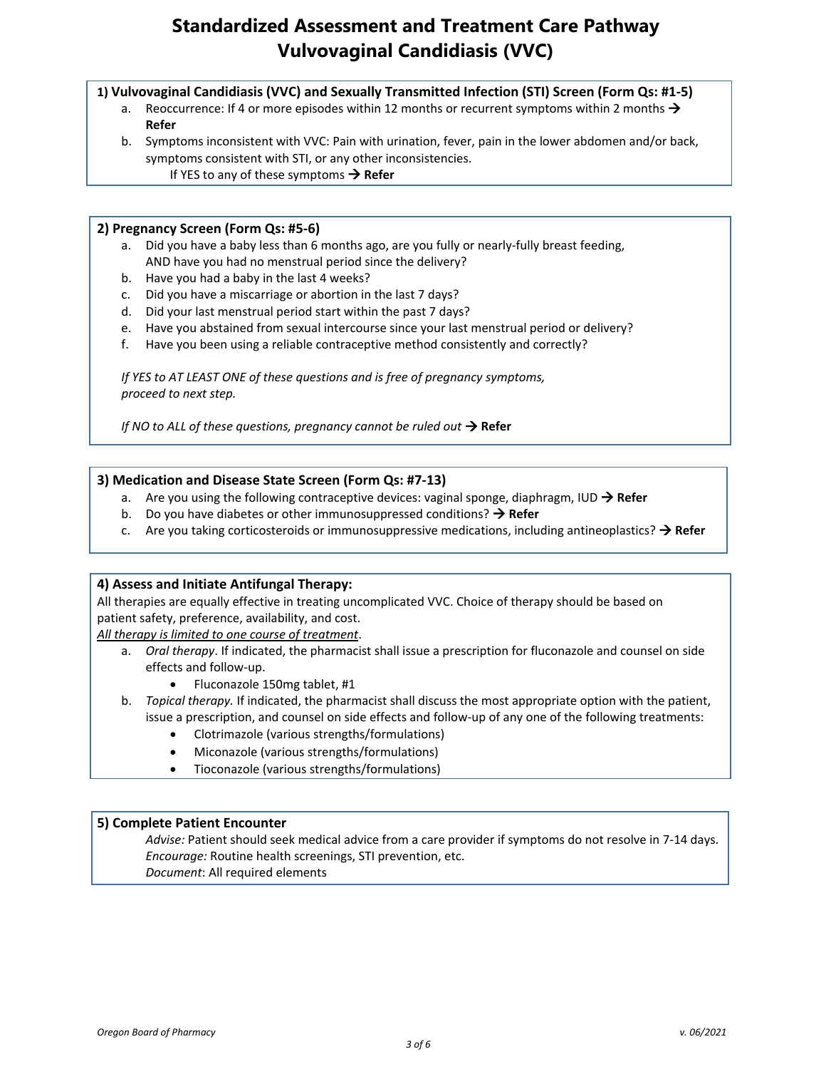# Standardized Assessment and Treatment Care Pathway Vulvovaginal Candidiasis (VVC)

## 1) Vulvovaginal Candidiasis (VVC) and Sexually Transmitted Infection (STI) Screen (Form Qs: #1-5)

a. Reoccurrence: If 4 or more episodes within 12 months or recurrent symptoms within 2 months → **Refer**

b. Symptoms inconsistent with VVC: Pain with urination, fever, pain in the lower abdomen and/or back, symptoms consistent with STI, or any other inconsistencies.
   If YES to any of these symptoms → **Refer**

## 2) Pregnancy Screen (Form Qs: #5-6)

a. Did you have a baby less than 6 months ago, are you fully or nearly-fully breast feeding, AND have you had no menstrual period since the delivery?

b. Have you had a baby in the last 4 weeks?

c. Did you have a miscarriage or abortion in the last 7 days?

d. Did your last menstrual period start within the past 7 days?

e. Have you abstained from sexual intercourse since your last menstrual period or delivery?

f. Have you been using a reliable contraceptive method consistently and correctly?

*If YES to AT LEAST ONE of these questions and is free of pregnancy symptoms, proceed to next step.*

*If NO to ALL of these questions, pregnancy cannot be ruled out* → **Refer**

## 3) Medication and Disease State Screen (Form Qs: #7-13)

a. Are you using the following contraceptive devices: vaginal sponge, diaphragm, IUD → **Refer**

b. Do you have diabetes or other immunosuppressed conditions? → **Refer**

c. Are you taking corticosteroids or immunosuppressive medications, including antineoplastics? → **Refer**

## 4) Assess and Initiate Antifungal Therapy:

All therapies are equally effective in treating uncomplicated VVC. Choice of therapy should be based on patient safety, preference, availability, and cost.

*All therapy is limited to one course of treatment*.

a. *Oral therapy*. If indicated, the pharmacist shall issue a prescription for fluconazole and counsel on side effects and follow-up.
   - Fluconazole 150mg tablet, #1

b. *Topical therapy.* If indicated, the pharmacist shall discuss the most appropriate option with the patient, issue a prescription, and counsel on side effects and follow-up of any one of the following treatments:
   - Clotrimazole (various strengths/formulations)
   - Miconazole (various strengths/formulations)
   - Tioconazole (various strengths/formulations)

## 5) Complete Patient Encounter

*Advise:* Patient should seek medical advice from a care provider if symptoms do not resolve in 7-14 days.
*Encourage:* Routine health screenings, STI prevention, etc.
*Document*: All required elements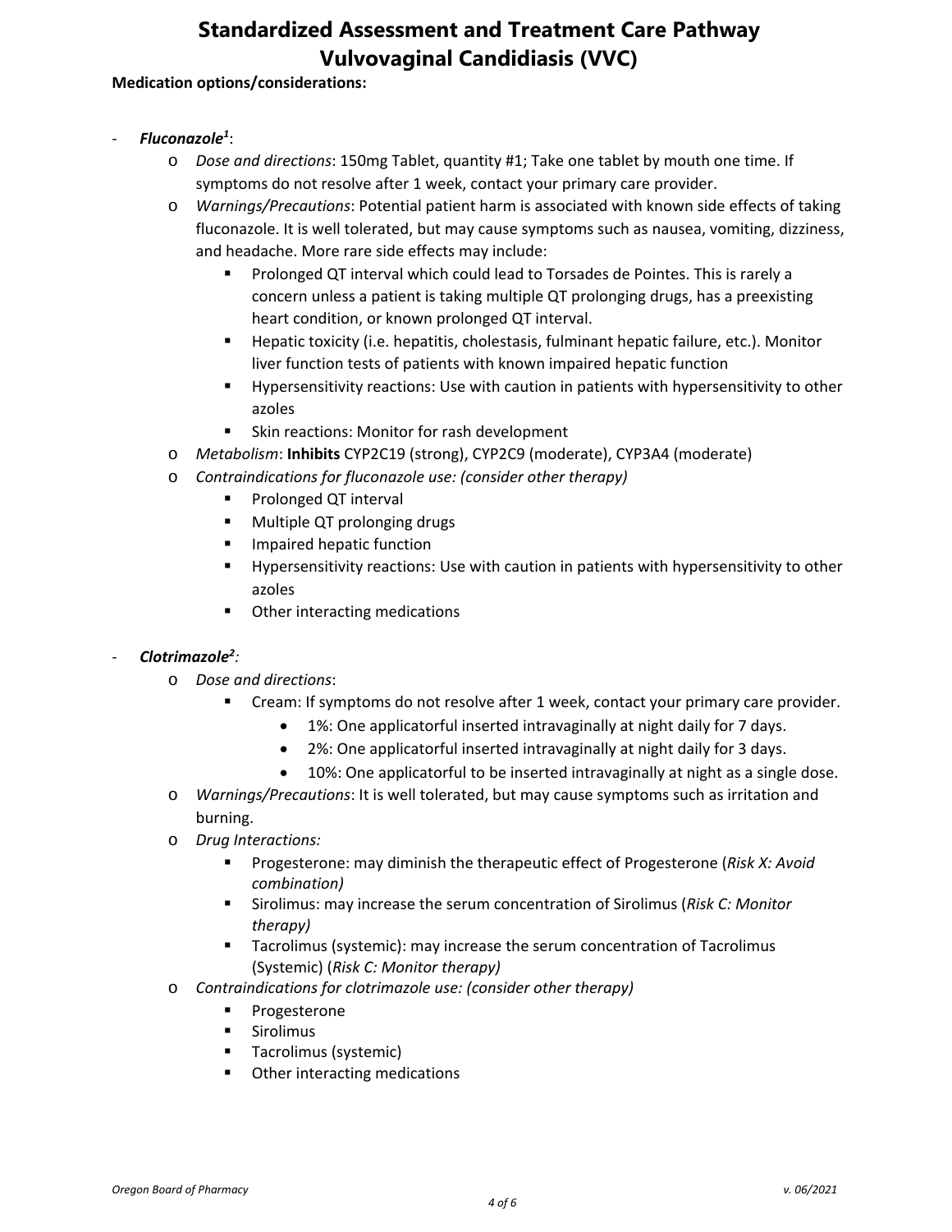# Standardized Assessment and Treatment Care Pathway
# Vulvovaginal Candidiasis (VVC)

**Medication options/considerations:**

- ***Fluconazole***[1]:
  - *Dose and directions*: 150mg Tablet, quantity #1; Take one tablet by mouth one time. If symptoms do not resolve after 1 week, contact your primary care provider.
  - *Warnings/Precautions*: Potential patient harm is associated with known side effects of taking fluconazole. It is well tolerated, but may cause symptoms such as nausea, vomiting, dizziness, and headache. More rare side effects may include:
    - Prolonged QT interval which could lead to Torsades de Pointes. This is rarely a concern unless a patient is taking multiple QT prolonging drugs, has a preexisting heart condition, or known prolonged QT interval.
    - Hepatic toxicity (i.e. hepatitis, cholestasis, fulminant hepatic failure, etc.). Monitor liver function tests of patients with known impaired hepatic function
    - Hypersensitivity reactions: Use with caution in patients with hypersensitivity to other azoles
    - Skin reactions: Monitor for rash development
  - *Metabolism*: **Inhibits** CYP2C19 (strong), CYP2C9 (moderate), CYP3A4 (moderate)
  - *Contraindications for fluconazole use: (consider other therapy)*
    - Prolonged QT interval
    - Multiple QT prolonging drugs
    - Impaired hepatic function
    - Hypersensitivity reactions: Use with caution in patients with hypersensitivity to other azoles
    - Other interacting medications

- ***Clotrimazole***[2]:
  - *Dose and directions*:
    - Cream: If symptoms do not resolve after 1 week, contact your primary care provider.
      - 1%: One applicatorful inserted intravaginally at night daily for 7 days.
      - 2%: One applicatorful inserted intravaginally at night daily for 3 days.
      - 10%: One applicatorful to be inserted intravaginally at night as a single dose.
  - *Warnings/Precautions*: It is well tolerated, but may cause symptoms such as irritation and burning.
  - *Drug Interactions:*
    - Progesterone: may diminish the therapeutic effect of Progesterone (*Risk X: Avoid combination)*
    - Sirolimus: may increase the serum concentration of Sirolimus (*Risk C: Monitor therapy)*
    - Tacrolimus (systemic): may increase the serum concentration of Tacrolimus (Systemic) (*Risk C: Monitor therapy)*
  - *Contraindications for clotrimazole use: (consider other therapy)*
    - Progesterone
    - Sirolimus
    - Tacrolimus (systemic)
    - Other interacting medications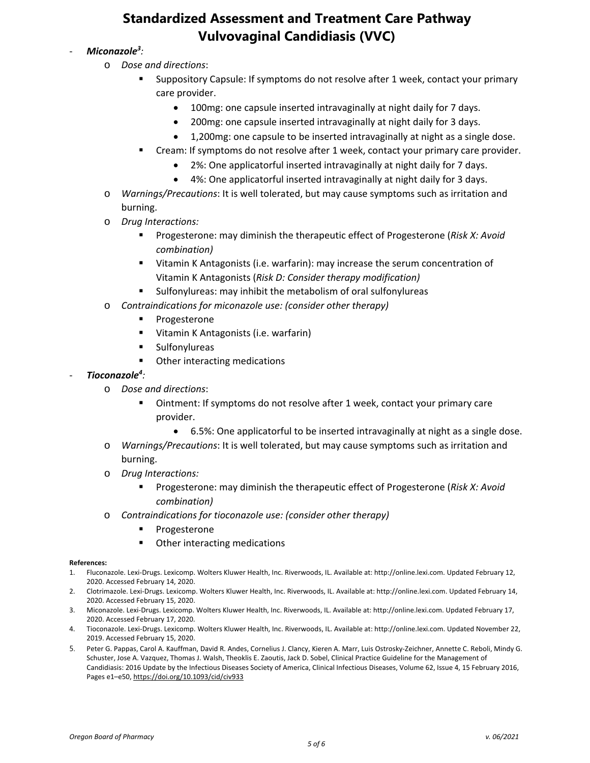- ***Miconazole[3]:***
  - *Dose and directions*:
    - Suppository Capsule: If symptoms do not resolve after 1 week, contact your primary care provider.
      - 100mg: one capsule inserted intravaginally at night daily for 7 days.
      - 200mg: one capsule inserted intravaginally at night daily for 3 days.
      - 1,200mg: one capsule to be inserted intravaginally at night as a single dose.
    - Cream: If symptoms do not resolve after 1 week, contact your primary care provider.
      - 2%: One applicatorful inserted intravaginally at night daily for 7 days.
      - 4%: One applicatorful inserted intravaginally at night daily for 3 days.
  - *Warnings/Precautions*: It is well tolerated, but may cause symptoms such as irritation and burning.
  - *Drug Interactions:*
    - Progesterone: may diminish the therapeutic effect of Progesterone (*Risk X: Avoid combination)*
    - Vitamin K Antagonists (i.e. warfarin): may increase the serum concentration of Vitamin K Antagonists (*Risk D: Consider therapy modification)*
    - Sulfonylureas: may inhibit the metabolism of oral sulfonylureas
  - *Contraindications for miconazole use: (consider other therapy)*
    - Progesterone
    - Vitamin K Antagonists (i.e. warfarin)
    - Sulfonylureas
    - Other interacting medications
- ***Tioconazole[4]:***
  - *Dose and directions*:
    - Ointment: If symptoms do not resolve after 1 week, contact your primary care provider.
      - 6.5%: One applicatorful to be inserted intravaginally at night as a single dose.
  - *Warnings/Precautions*: It is well tolerated, but may cause symptoms such as irritation and burning.
  - *Drug Interactions:*
    - Progesterone: may diminish the therapeutic effect of Progesterone (*Risk X: Avoid combination)*
  - *Contraindications for tioconazole use: (consider other therapy)*
    - Progesterone
    - Other interacting medications

**References:**

1. Fluconazole. Lexi-Drugs. Lexicomp. Wolters Kluwer Health, Inc. Riverwoods, IL. Available at: http://online.lexi.com. Updated February 12, 2020. Accessed February 14, 2020.
2. Clotrimazole. Lexi-Drugs. Lexicomp. Wolters Kluwer Health, Inc. Riverwoods, IL. Available at: http://online.lexi.com. Updated February 14, 2020. Accessed February 15, 2020.
3. Miconazole. Lexi-Drugs. Lexicomp. Wolters Kluwer Health, Inc. Riverwoods, IL. Available at: http://online.lexi.com. Updated February 17, 2020. Accessed February 17, 2020.
4. Tioconazole. Lexi-Drugs. Lexicomp. Wolters Kluwer Health, Inc. Riverwoods, IL. Available at: http://online.lexi.com. Updated November 22, 2019. Accessed February 15, 2020.
5. Peter G. Pappas, Carol A. Kauffman, David R. Andes, Cornelius J. Clancy, Kieren A. Marr, Luis Ostrosky-Zeichner, Annette C. Reboli, Mindy G. Schuster, Jose A. Vazquez, Thomas J. Walsh, Theoklis E. Zaoutis, Jack D. Sobel, Clinical Practice Guideline for the Management of Candidiasis: 2016 Update by the Infectious Diseases Society of America, Clinical Infectious Diseases, Volume 62, Issue 4, 15 February 2016, Pages e1–e50, https://doi.org/10.1093/cid/civ933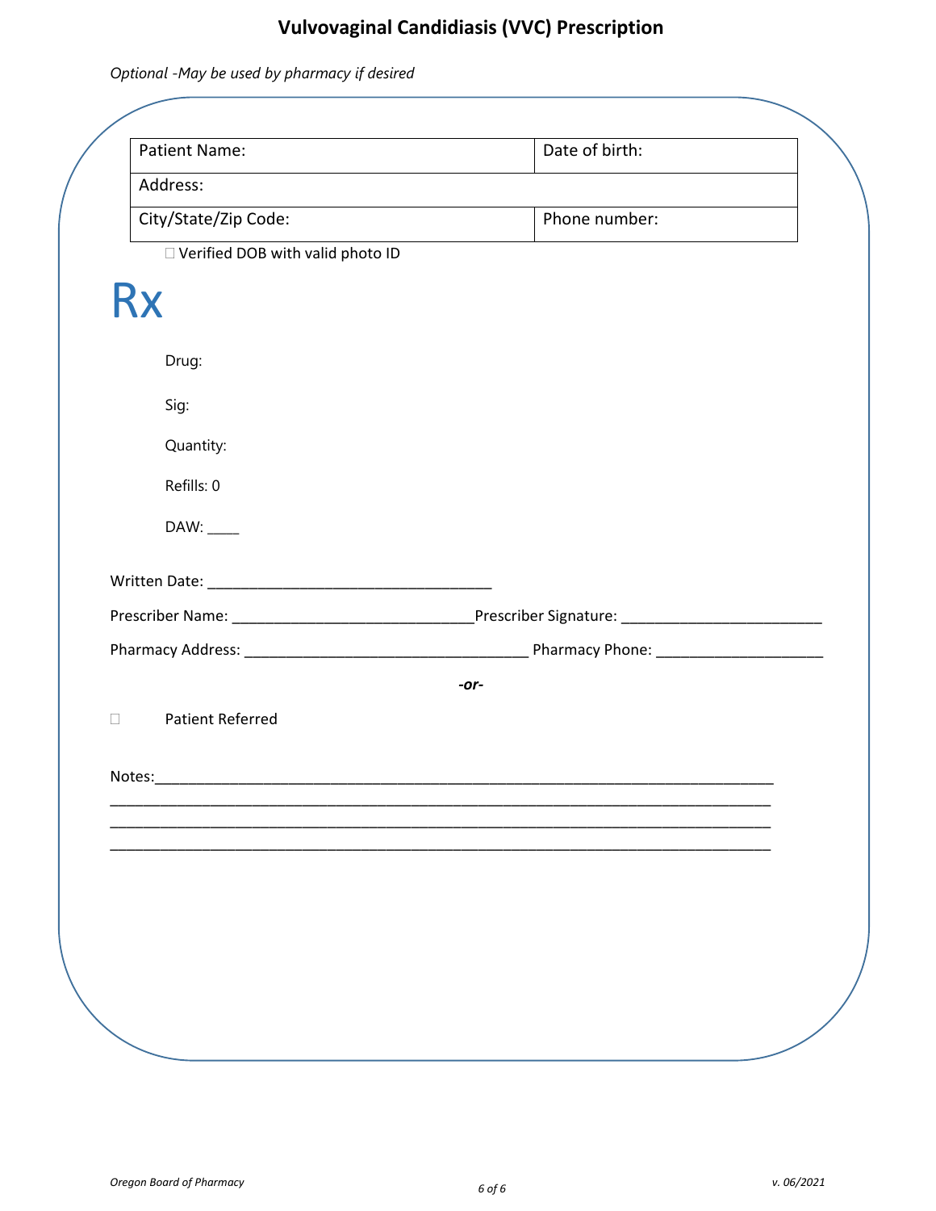# Vulvovaginal Candidiasis (VVC) Prescription

*Optional -May be used by pharmacy if desired*

| Patient Name: | Date of birth: |
| --- | --- |
| Address: | |
| City/State/Zip Code: | Phone number: |

☐ Verified DOB with valid photo ID

# Rx

Drug:

Sig:

Quantity:

Refills: 0

DAW: ____

Written Date: ___________________________________

Prescriber Name: ______________________________Prescriber Signature: ________________________

Pharmacy Address: ___________________________________ Pharmacy Phone: ____________________

***-or-***

☐ Patient Referred

Notes:___________________________________________________________________________
___________________________________________________________________________
___________________________________________________________________________
___________________________________________________________________________

*Oregon Board of Pharmacy* *v. 06/2021*